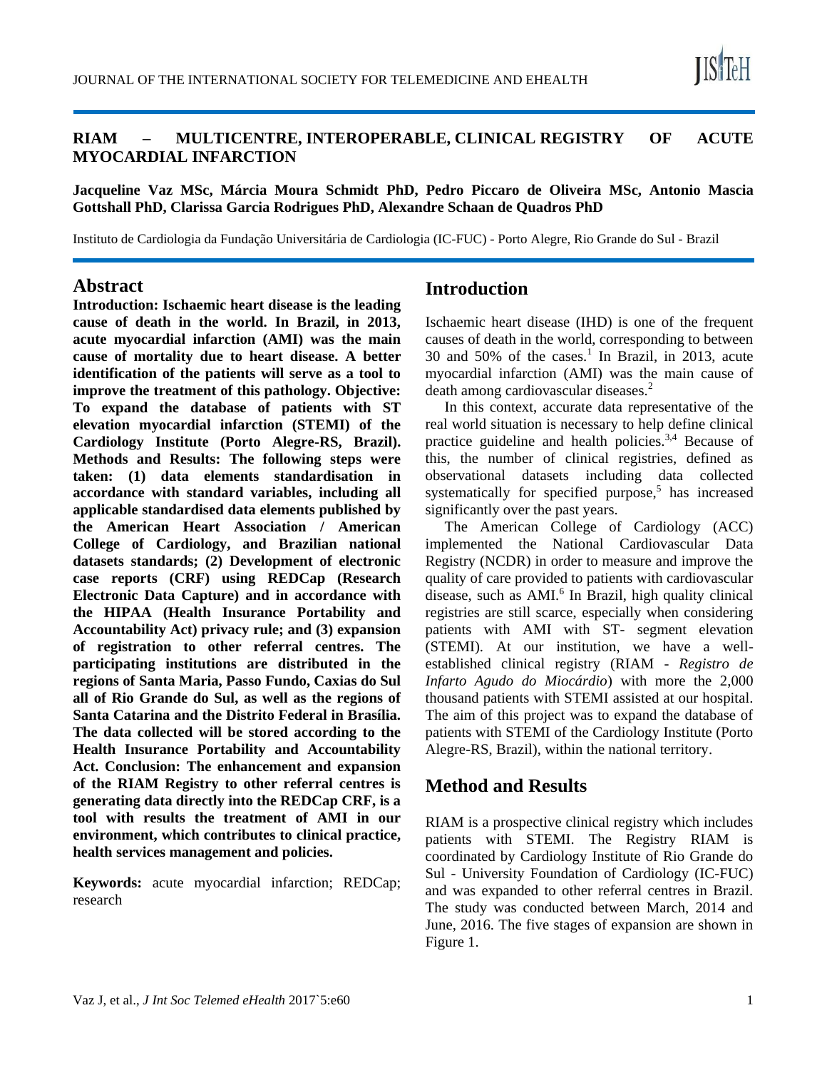# RIAM – MULTICENTRE, INTEROPERABLE, CLINICAL REGISTRY OF ACUTE MYOCARDIAL INFARCTION

**Jacqueline Vaz MSc, Márcia Moura Schmidt PhD, Pedro Piccaro de Oliveira MSc, Antonio Mascia Gottshall PhD, Clarissa Garcia Rodrigues PhD, Alexandre Schaan de Quadros PhD**

Instituto de Cardiologia da Fundação Universitária de Cardiologia (IC-FUC) - Porto Alegre, Rio Grande do Sul - Brazil

## Abstract

**Introduction: Ischaemic heart disease is the leading cause of death in the world. In Brazil, in 2013, acute myocardial infarction (AMI) was the main cause of mortality due to heart disease. A better identification of the patients will serve as a tool to improve the treatment of this pathology. Objective: To expand the database of patients with ST elevation myocardial infarction (STEMI) of the Cardiology Institute (Porto Alegre-RS, Brazil). Methods and Results: The following steps were taken: (1) data elements standardisation in accordance with standard variables, including all applicable standardised data elements published by the American Heart Association / American College of Cardiology, and Brazilian national datasets standards; (2) Development of electronic case reports (CRF) using REDCap (Research Electronic Data Capture) and in accordance with the HIPAA (Health Insurance Portability and Accountability Act) privacy rule; and (3) expansion of registration to other referral centres. The participating institutions are distributed in the regions of Santa Maria, Passo Fundo, Caxias do Sul all of Rio Grande do Sul, as well as the regions of Santa Catarina and the Distrito Federal in Brasília. The data collected will be stored according to the Health Insurance Portability and Accountability Act. Conclusion: The enhancement and expansion of the RIAM Registry to other referral centres is generating data directly into the REDCap CRF, is a tool with results the treatment of AMI in our environment, which contributes to clinical practice, health services management and policies.**

**Keywords:** acute myocardial infarction; REDCap; research

## Introduction

Ischaemic heart disease (IHD) is one of the frequent causes of death in the world, corresponding to between 30 and 50% of the cases.[1] In Brazil, in 2013, acute myocardial infarction (AMI) was the main cause of death among cardiovascular diseases.[2]

In this context, accurate data representative of the real world situation is necessary to help define clinical practice guideline and health policies.[3,4] Because of this, the number of clinical registries, defined as observational datasets including data collected systematically for specified purpose,[5] has increased significantly over the past years.

The American College of Cardiology (ACC) implemented the National Cardiovascular Data Registry (NCDR) in order to measure and improve the quality of care provided to patients with cardiovascular disease, such as AMI.[6] In Brazil, high quality clinical registries are still scarce, especially when considering patients with AMI with ST- segment elevation (STEMI). At our institution, we have a well-established clinical registry (RIAM - *Registro de Infarto Agudo do Miocárdio*) with more the 2,000 thousand patients with STEMI assisted at our hospital. The aim of this project was to expand the database of patients with STEMI of the Cardiology Institute (Porto Alegre-RS, Brazil), within the national territory.

## Method and Results

RIAM is a prospective clinical registry which includes patients with STEMI. The Registry RIAM is coordinated by Cardiology Institute of Rio Grande do Sul - University Foundation of Cardiology (IC-FUC) and was expanded to other referral centres in Brazil. The study was conducted between March, 2014 and June, 2016. The five stages of expansion are shown in Figure 1.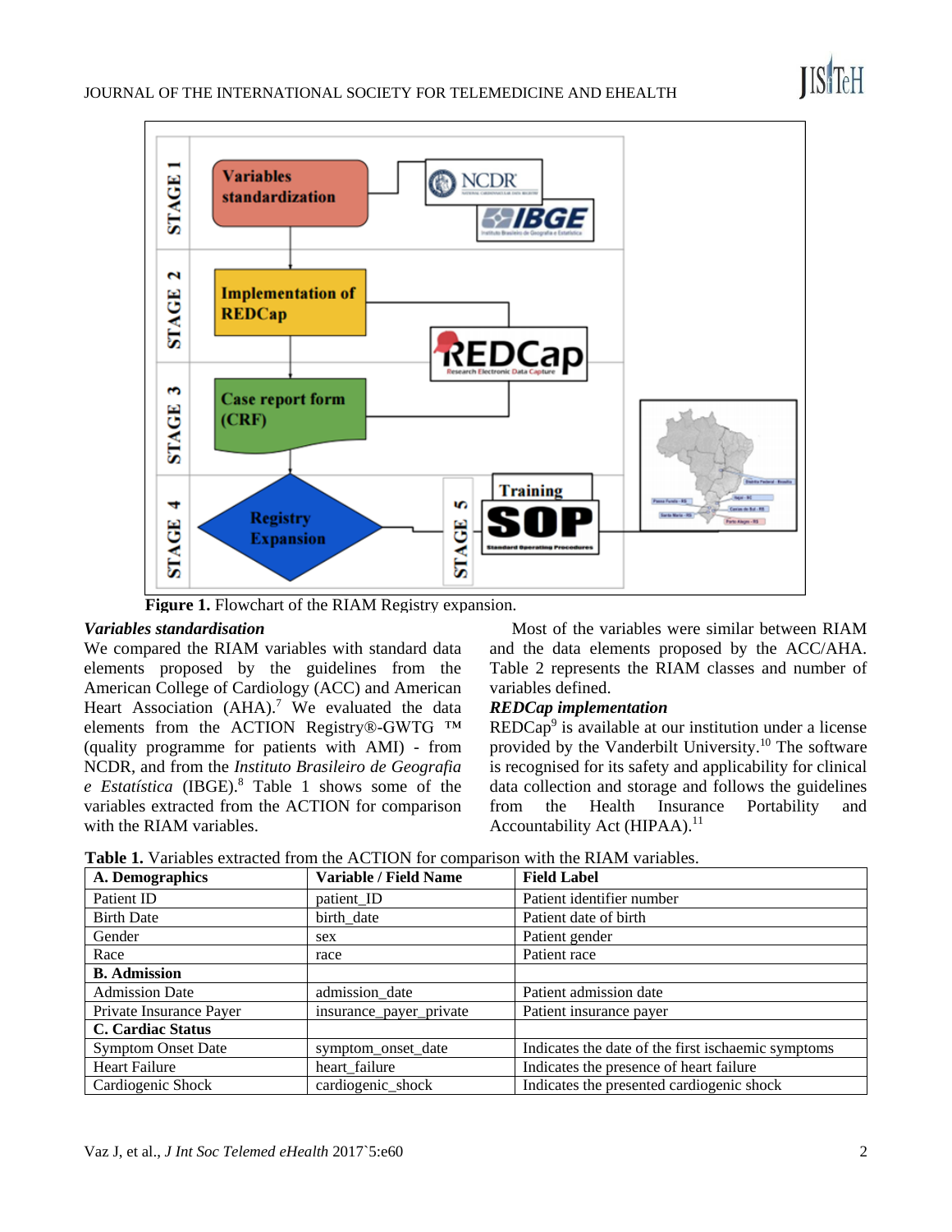Figure 1. Flowchart of the RIAM Registry expansion.

### *Variables standardisation*

We compared the RIAM variables with standard data elements proposed by the guidelines from the American College of Cardiology (ACC) and American Heart Association (AHA).[7] We evaluated the data elements from the ACTION Registry®-GWTG ™ (quality programme for patients with AMI) - from NCDR, and from the *Instituto Brasileiro de Geografia e Estatística* (IBGE).[8] Table 1 shows some of the variables extracted from the ACTION for comparison with the RIAM variables.

Most of the variables were similar between RIAM and the data elements proposed by the ACC/AHA. Table 2 represents the RIAM classes and number of variables defined.

### *REDCap implementation*

REDCap[9] is available at our institution under a license provided by the Vanderbilt University.[10] The software is recognised for its safety and applicability for clinical data collection and storage and follows the guidelines from the Health Insurance Portability and Accountability Act (HIPAA).[11]

**Table 1.** Variables extracted from the ACTION for comparison with the RIAM variables.

| **A. Demographics** | **Variable / Field Name** | **Field Label** |
|---|---|---|
| Patient ID | patient_ID | Patient identifier number |
| Birth Date | birth_date | Patient date of birth |
| Gender | sex | Patient gender |
| Race | race | Patient race |
| **B. Admission** | | |
| Admission Date | admission_date | Patient admission date |
| Private Insurance Payer | insurance_payer_private | Patient insurance payer |
| **C. Cardiac Status** | | |
| Symptom Onset Date | symptom_onset_date | Indicates the date of the first ischaemic symptoms |
| Heart Failure | heart_failure | Indicates the presence of heart failure |
| Cardiogenic Shock | cardiogenic_shock | Indicates the presented cardiogenic shock |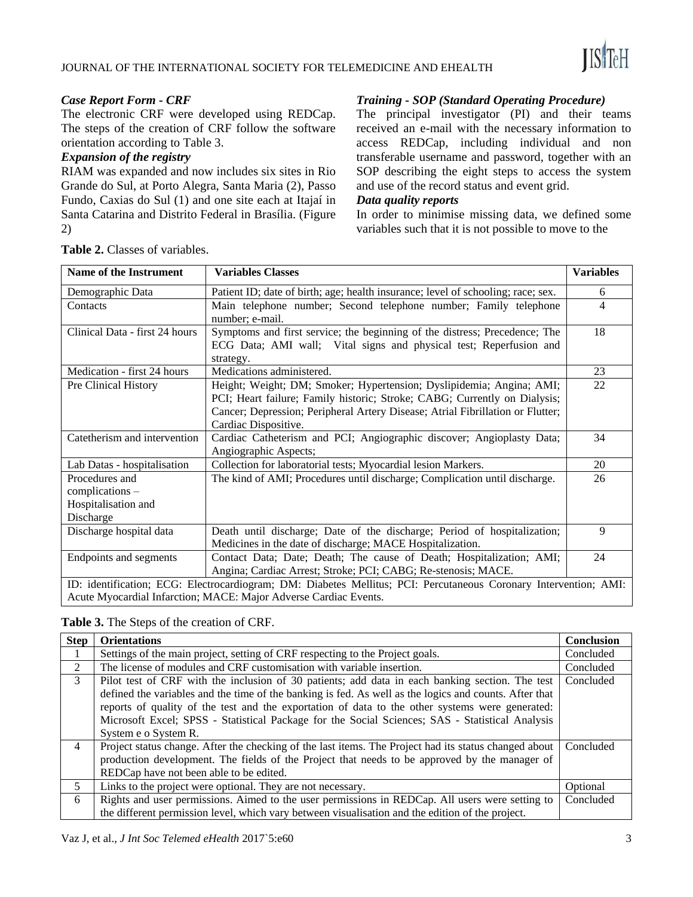### *Case Report Form - CRF*

The electronic CRF were developed using REDCap. The steps of the creation of CRF follow the software orientation according to Table 3.

### *Expansion of the registry*

RIAM was expanded and now includes six sites in Rio Grande do Sul, at Porto Alegra, Santa Maria (2), Passo Fundo, Caxias do Sul (1) and one site each at Itajaí in Santa Catarina and Distrito Federal in Brasília. (Figure 2)

### *Training - SOP (Standard Operating Procedure)*

The principal investigator (PI) and their teams received an e-mail with the necessary information to access REDCap, including individual and non transferable username and password, together with an SOP describing the eight steps to access the system and use of the record status and event grid.

### *Data quality reports*

In order to minimise missing data, we defined some variables such that it is not possible to move to the

**Table 2.** Classes of variables.

| Name of the Instrument | Variables Classes | Variables |
|---|---|---|
| Demographic Data | Patient ID; date of birth; age; health insurance; level of schooling; race; sex. | 6 |
| Contacts | Main telephone number; Second telephone number; Family telephone number; e-mail. | 4 |
| Clinical Data - first 24 hours | Symptoms and first service; the beginning of the distress; Precedence; The ECG Data; AMI wall; Vital signs and physical test; Reperfusion and strategy. | 18 |
| Medication - first 24 hours | Medications administered. | 23 |
| Pre Clinical History | Height; Weight; DM; Smoker; Hypertension; Dyslipidemia; Angina; AMI; PCI; Heart failure; Family historic; Stroke; CABG; Currently on Dialysis; Cancer; Depression; Peripheral Artery Disease; Atrial Fibrillation or Flutter; Cardiac Dispositive. | 22 |
| Catetherism and intervention | Cardiac Catheterism and PCI; Angiographic discover; Angioplasty Data; Angiographic Aspects; | 34 |
| Lab Datas - hospitalisation | Collection for laboratorial tests; Myocardial lesion Markers. | 20 |
| Procedures and complications – Hospitalisation and Discharge | The kind of AMI; Procedures until discharge; Complication until discharge. | 26 |
| Discharge hospital data | Death until discharge; Date of the discharge; Period of hospitalization; Medicines in the date of discharge; MACE Hospitalization. | 9 |
| Endpoints and segments | Contact Data; Date; Death; The cause of Death; Hospitalization; AMI; Angina; Cardiac Arrest; Stroke; PCI; CABG; Re-stenosis; MACE. | 24 |

ID: identification; ECG: Electrocardiogram; DM: Diabetes Mellitus; PCI: Percutaneous Coronary Intervention; AMI: Acute Myocardial Infarction; MACE: Major Adverse Cardiac Events.

**Table 3.** The Steps of the creation of CRF.

| Step | Orientations | Conclusion |
|---|---|---|
| 1 | Settings of the main project, setting of CRF respecting to the Project goals. | Concluded |
| 2 | The license of modules and CRF customisation with variable insertion. | Concluded |
| 3 | Pilot test of CRF with the inclusion of 30 patients; add data in each banking section. The test defined the variables and the time of the banking is fed. As well as the logics and counts. After that reports of quality of the test and the exportation of data to the other systems were generated: Microsoft Excel; SPSS - Statistical Package for the Social Sciences; SAS - Statistical Analysis System e o System R. | Concluded |
| 4 | Project status change. After the checking of the last items. The Project had its status changed about production development. The fields of the Project that needs to be approved by the manager of REDCap have not been able to be edited. | Concluded |
| 5 | Links to the project were optional. They are not necessary. | Optional |
| 6 | Rights and user permissions. Aimed to the user permissions in REDCap. All users were setting to the different permission level, which vary between visualisation and the edition of the project. | Concluded |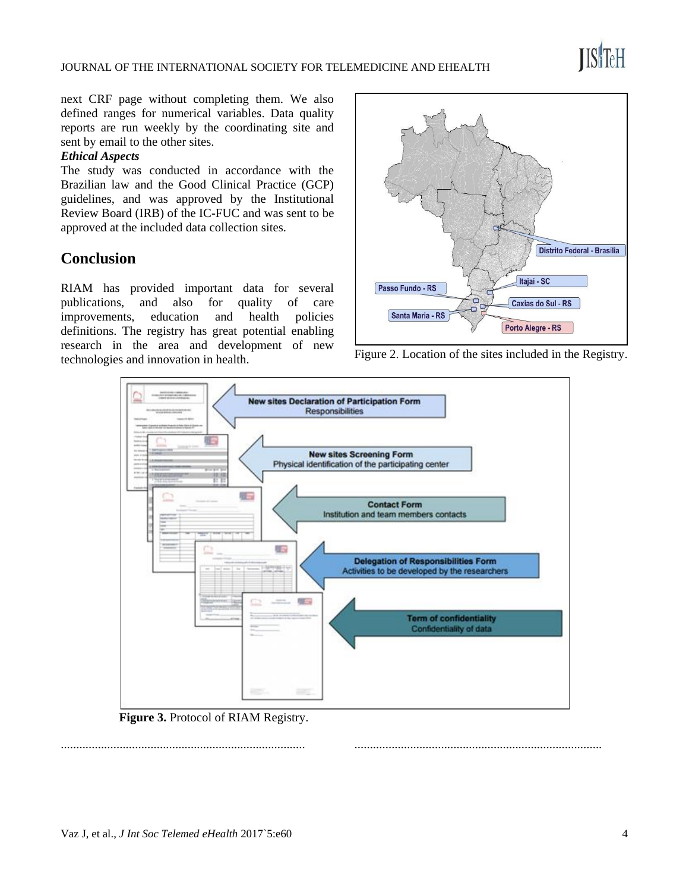next CRF page without completing them. We also defined ranges for numerical variables. Data quality reports are run weekly by the coordinating site and sent by email to the other sites.

***Ethical Aspects***

The study was conducted in accordance with the Brazilian law and the Good Clinical Practice (GCP) guidelines, and was approved by the Institutional Review Board (IRB) of the IC-FUC and was sent to be approved at the included data collection sites.

## Conclusion

RIAM has provided important data for several publications, and also for quality of care improvements, education and health policies definitions. The registry has great potential enabling research in the area and development of new technologies and innovation in health.

Figure 2. Location of the sites included in the Registry.

**Figure 3.** Protocol of RIAM Registry.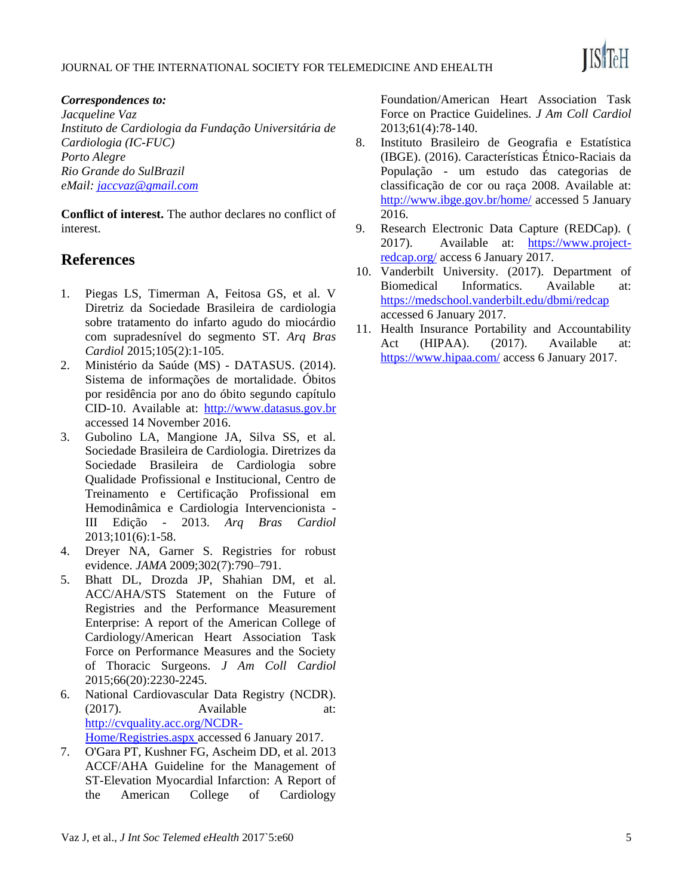***Correspondences to:***
*Jacqueline Vaz*
*Instituto de Cardiologia da Fundação Universitária de Cardiologia (IC-FUC)*
*Porto Alegre*
*Rio Grande do SulBrazil*
*eMail: jaccvaz@gmail.com*

**Conflict of interest.** The author declares no conflict of interest.

## References

1. Piegas LS, Timerman A, Feitosa GS, et al. V Diretriz da Sociedade Brasileira de cardiologia sobre tratamento do infarto agudo do miocárdio com supradesnível do segmento ST. *Arq Bras Cardiol* 2015;105(2):1-105.
2. Ministério da Saúde (MS) - DATASUS. (2014). Sistema de informações de mortalidade. Óbitos por residência por ano do óbito segundo capítulo CID-10. Available at: http://www.datasus.gov.br accessed 14 November 2016.
3. Gubolino LA, Mangione JA, Silva SS, et al. Sociedade Brasileira de Cardiologia. Diretrizes da Sociedade Brasileira de Cardiologia sobre Qualidade Profissional e Institucional, Centro de Treinamento e Certificação Profissional em Hemodinâmica e Cardiologia Intervencionista - III Edição - 2013. *Arq Bras Cardiol* 2013;101(6):1-58.
4. Dreyer NA, Garner S. Registries for robust evidence. *JAMA* 2009;302(7):790–791.
5. Bhatt DL, Drozda JP, Shahian DM, et al. ACC/AHA/STS Statement on the Future of Registries and the Performance Measurement Enterprise: A report of the American College of Cardiology/American Heart Association Task Force on Performance Measures and the Society of Thoracic Surgeons. *J Am Coll Cardiol* 2015;66(20):2230-2245.
6. National Cardiovascular Data Registry (NCDR). (2017). Available at: http://cvquality.acc.org/NCDR-Home/Registries.aspx accessed 6 January 2017.
7. O'Gara PT, Kushner FG, Ascheim DD, et al. 2013 ACCF/AHA Guideline for the Management of ST-Elevation Myocardial Infarction: A Report of the American College of Cardiology Foundation/American Heart Association Task Force on Practice Guidelines. *J Am Coll Cardiol* 2013;61(4):78-140.
8. Instituto Brasileiro de Geografia e Estatística (IBGE). (2016). Características Étnico-Raciais da População - um estudo das categorias de classificação de cor ou raça 2008. Available at: http://www.ibge.gov.br/home/ accessed 5 January 2016.
9. Research Electronic Data Capture (REDCap). ( 2017). Available at: https://www.project-redcap.org/ access 6 January 2017.
10. Vanderbilt University. (2017). Department of Biomedical Informatics. Available at: https://medschool.vanderbilt.edu/dbmi/redcap accessed 6 January 2017.
11. Health Insurance Portability and Accountability Act (HIPAA). (2017). Available at: https://www.hipaa.com/ access 6 January 2017.